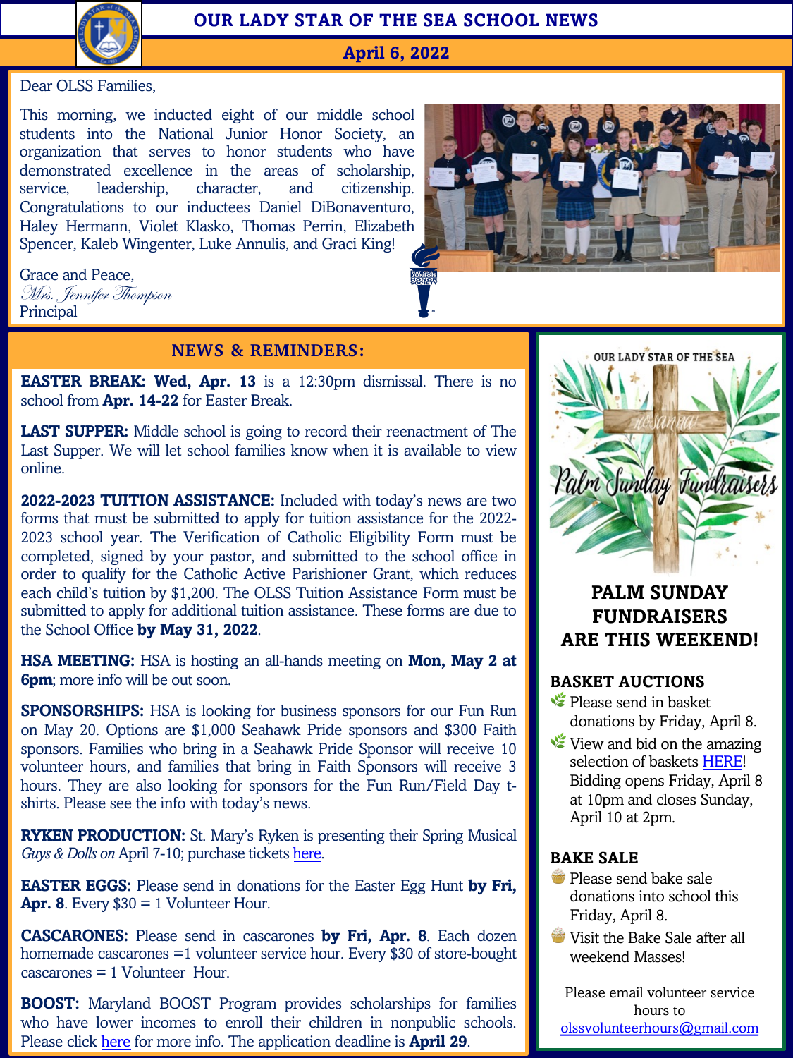# OUR LADY STAR OF THE SEA SCHOOL NEWS

**April 6, 2022**

Dear OLSS Families,

This morning, we inducted eight of our middle school students into the National Junior Honor Society, an organization that serves to honor students who have demonstrated excellence in the areas of scholarship, service, leadership, character, and citizenship. Congratulations to our inductees Daniel DiBonaventuro, Haley Hermann, Violet Klasko, Thomas Perrin, Elizabeth Spencer, Kaleb Wingenter, Luke Annulis, and Graci King!

Grace and Peace,
*Mrs. Jennifer Thompson*
Principal

## NEWS & REMINDERS:

**EASTER BREAK: Wed, Apr. 13** is a 12:30pm dismissal. There is no school from **Apr. 14-22** for Easter Break.

**LAST SUPPER:** Middle school is going to record their reenactment of The Last Supper. We will let school families know when it is available to view online.

**2022-2023 TUITION ASSISTANCE:** Included with today's news are two forms that must be submitted to apply for tuition assistance for the 2022-2023 school year. The Verification of Catholic Eligibility Form must be completed, signed by your pastor, and submitted to the school office in order to qualify for the Catholic Active Parishioner Grant, which reduces each child's tuition by $1,200. The OLSS Tuition Assistance Form must be submitted to apply for additional tuition assistance. These forms are due to the School Office **by May 31, 2022**.

**HSA MEETING:** HSA is hosting an all-hands meeting on **Mon, May 2 at 6pm**; more info will be out soon.

**SPONSORSHIPS:** HSA is looking for business sponsors for our Fun Run on May 20. Options are $1,000 Seahawk Pride sponsors and $300 Faith sponsors. Families who bring in a Seahawk Pride Sponsor will receive 10 volunteer hours, and families that bring in Faith Sponsors will receive 3 hours. They are also looking for sponsors for the Fun Run/Field Day t-shirts. Please see the info with today's news.

**RYKEN PRODUCTION:** St. Mary's Ryken is presenting their Spring Musical *Guys & Dolls on* April 7-10; purchase tickets here.

**EASTER EGGS:** Please send in donations for the Easter Egg Hunt **by Fri, Apr. 8**. Every $30 = 1 Volunteer Hour.

**CASCARONES:** Please send in cascarones **by Fri, Apr. 8**. Each dozen homemade cascarones =1 volunteer service hour. Every $30 of store-bought cascarones = 1 Volunteer Hour.

**BOOST:** Maryland BOOST Program provides scholarships for families who have lower incomes to enroll their children in nonpublic schools. Please click here for more info. The application deadline is **April 29**.

OUR LADY STAR OF THE SEA

Palm Sunday Fundraisers

## PALM SUNDAY FUNDRAISERS ARE THIS WEEKEND!

### BASKET AUCTIONS

- Please send in basket donations by Friday, April 8.
- View and bid on the amazing selection of baskets HERE! Bidding opens Friday, April 8 at 10pm and closes Sunday, April 10 at 2pm.

### BAKE SALE

- Please send bake sale donations into school this Friday, April 8.
- Visit the Bake Sale after all weekend Masses!

Please email volunteer service hours to olssvolunteerhours@gmail.com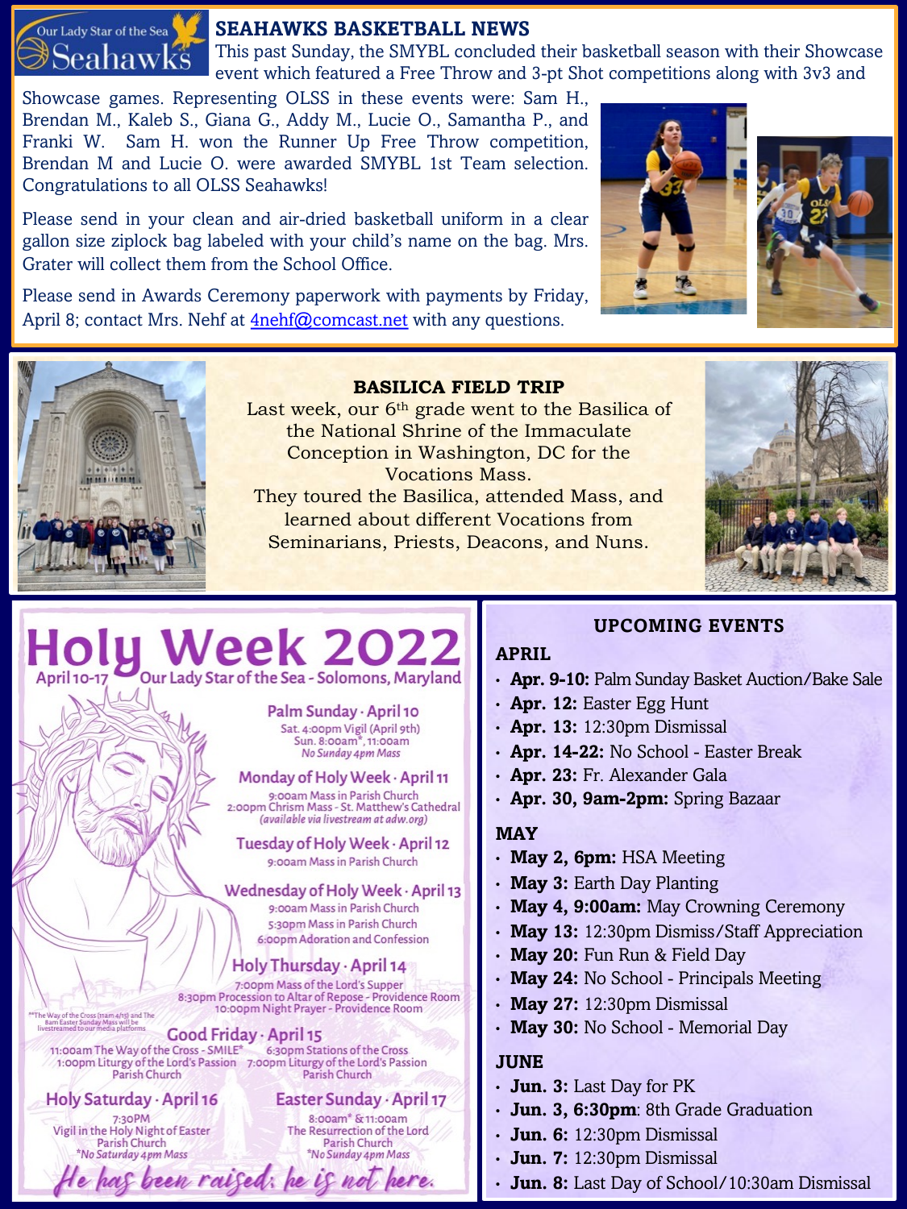## SEAHAWKS BASKETBALL NEWS

This past Sunday, the SMYBL concluded their basketball season with their Showcase event which featured a Free Throw and 3-pt Shot competitions along with 3v3 and Showcase games. Representing OLSS in these events were: Sam H., Brendan M., Kaleb S., Giana G., Addy M., Lucie O., Samantha P., and Franki W. Sam H. won the Runner Up Free Throw competition, Brendan M and Lucie O. were awarded SMYBL 1st Team selection. Congratulations to all OLSS Seahawks!

Please send in your clean and air-dried basketball uniform in a clear gallon size ziplock bag labeled with your child's name on the bag. Mrs. Grater will collect them from the School Office.

Please send in Awards Ceremony paperwork with payments by Friday, April 8; contact Mrs. Nehf at 4nehf@comcast.net with any questions.

## BASILICA FIELD TRIP

Last week, our 6th grade went to the Basilica of the National Shrine of the Immaculate Conception in Washington, DC for the Vocations Mass. They toured the Basilica, attended Mass, and learned about different Vocations from Seminarians, Priests, Deacons, and Nuns.

## Holy Week 2022

April 10-17 Our Lady Star of the Sea - Solomons, Maryland

**Palm Sunday · April 10**
Sat. 4:00pm Vigil (April 9th)
Sun. 8:00am*, 11:00am
*No Sunday 4pm Mass*

**Monday of Holy Week · April 11**
9:00am Mass in Parish Church
2:00pm Chrism Mass - St. Matthew's Cathedral
*(available via livestream at adw.org)*

**Tuesday of Holy Week · April 12**
9:00am Mass in Parish Church

**Wednesday of Holy Week · April 13**
9:00am Mass in Parish Church
5:30pm Mass in Parish Church
6:00pm Adoration and Confession

**Holy Thursday · April 14**
7:00pm Mass of the Lord's Supper
8:30pm Procession to Altar of Repose - Providence Room
10:00pm Night Prayer - Providence Room

*The Way of the Cross (11am 4/15) and The 8am Easter Sunday Mass will be livestreamed to our media platforms

**Good Friday · April 15**
11:00am The Way of the Cross - SMILE*
1:00pm Liturgy of the Lord's Passion
Parish Church
6:30pm Stations of the Cross
7:00pm Liturgy of the Lord's Passion
Parish Church

**Holy Saturday · April 16**
7:30PM
Vigil in the Holy Night of Easter
Parish Church
*No Saturday 4pm Mass

**Easter Sunday · April 17**
8:00am* & 11:00am
The Resurrection of the Lord
Parish Church
*No Sunday 4pm Mass

*He has been raised; he is not here.*

## UPCOMING EVENTS

### APRIL
- **Apr. 9-10:** Palm Sunday Basket Auction/Bake Sale
- **Apr. 12:** Easter Egg Hunt
- **Apr. 13:** 12:30pm Dismissal
- **Apr. 14-22:** No School - Easter Break
- **Apr. 23:** Fr. Alexander Gala
- **Apr. 30, 9am-2pm:** Spring Bazaar

### MAY
- **May 2, 6pm:** HSA Meeting
- **May 3:** Earth Day Planting
- **May 4, 9:00am:** May Crowning Ceremony
- **May 13:** 12:30pm Dismiss/Staff Appreciation
- **May 20:** Fun Run & Field Day
- **May 24:** No School - Principals Meeting
- **May 27:** 12:30pm Dismissal
- **May 30:** No School - Memorial Day

### JUNE
- **Jun. 3:** Last Day for PK
- **Jun. 3, 6:30pm**: 8th Grade Graduation
- **Jun. 6:** 12:30pm Dismissal
- **Jun. 7:** 12:30pm Dismissal
- **Jun. 8:** Last Day of School/10:30am Dismissal